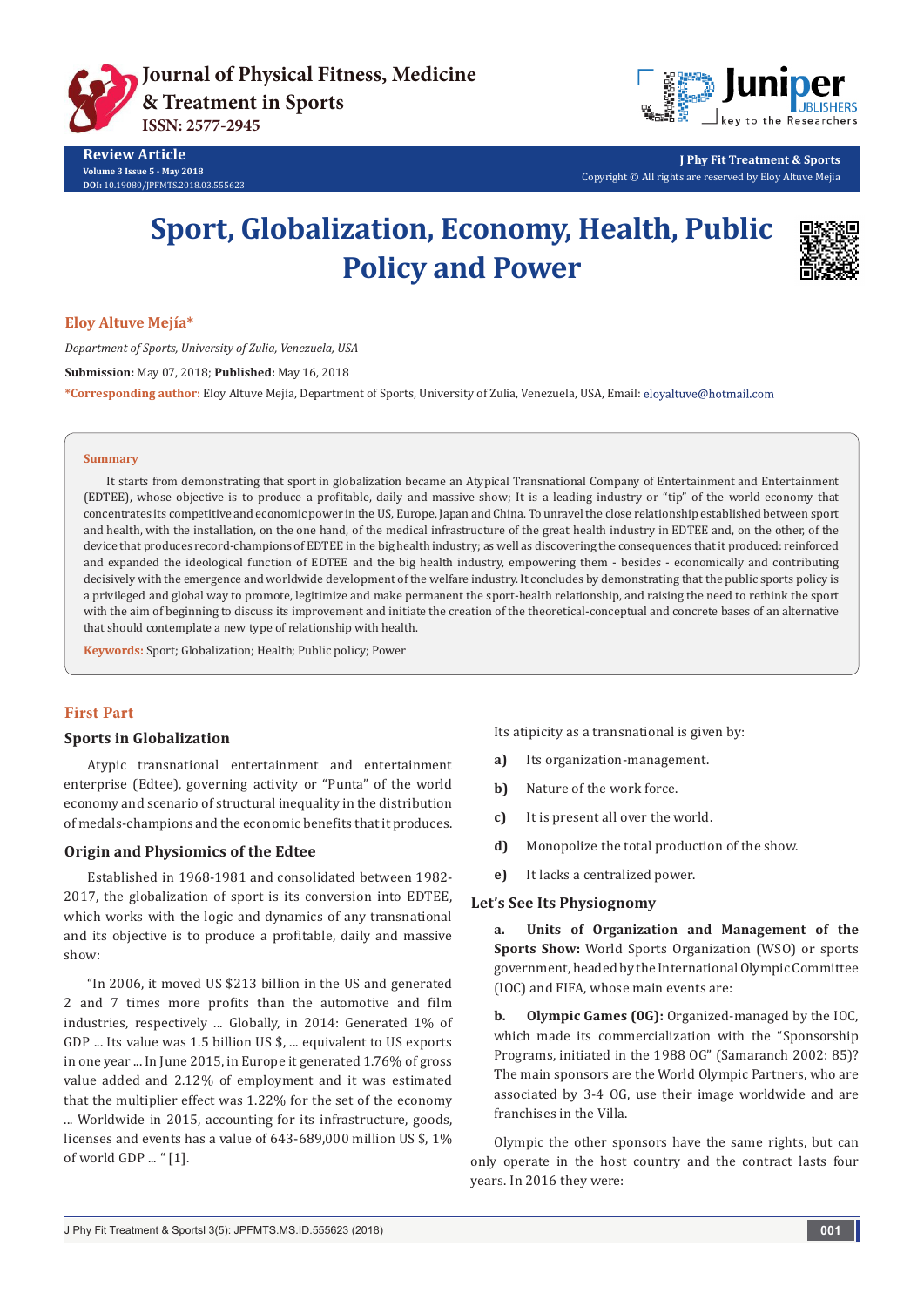Review Article

Volume 3 Issue 5 - May 2018

DOI: 10.19080/JPFMTS.2018.03.555623

Copyright © All rights are reserved by Eloy Altuve Mejía

# Sport, Globalization, Economy, Health, Public Policy and Power

**Eloy Altuve Mejía***

*Department of Sports, University of Zulia, Venezuela, USA*

**Submission:** May 07, 2018; **Published:** May 16, 2018

***Corresponding author:** Eloy Altuve Mejía, Department of Sports, University of Zulia, Venezuela, USA, Email: eloyaltuve@hotmail.com

**Summary**

It starts from demonstrating that sport in globalization became an Atypical Transnational Company of Entertainment and Entertainment (EDTEE), whose objective is to produce a profitable, daily and massive show; It is a leading industry or "tip" of the world economy that concentrates its competitive and economic power in the US, Europe, Japan and China. To unravel the close relationship established between sport and health, with the installation, on the one hand, of the medical infrastructure of the great health industry in EDTEE and, on the other, of the device that produces record-champions of EDTEE in the big health industry; as well as discovering the consequences that it produced: reinforced and expanded the ideological function of EDTEE and the big health industry, empowering them - besides - economically and contributing decisively with the emergence and worldwide development of the welfare industry. It concludes by demonstrating that the public sports policy is a privileged and global way to promote, legitimize and make permanent the sport-health relationship, and raising the need to rethink the sport with the aim of beginning to discuss its improvement and initiate the creation of the theoretical-conceptual and concrete bases of an alternative that should contemplate a new type of relationship with health.

**Keywords:** Sport; Globalization; Health; Public policy; Power

## First Part

### Sports in Globalization

Atypic transnational entertainment and entertainment enterprise (Edtee), governing activity or "Punta" of the world economy and scenario of structural inequality in the distribution of medals-champions and the economic benefits that it produces.

### Origin and Physiomics of the Edtee

Established in 1968-1981 and consolidated between 1982-2017, the globalization of sport is its conversion into EDTEE, which works with the logic and dynamics of any transnational and its objective is to produce a profitable, daily and massive show:

"In 2006, it moved US $213 billion in the US and generated 2 and 7 times more profits than the automotive and film industries, respectively ... Globally, in 2014: Generated 1% of GDP ... Its value was 1.5 billion US $, ... equivalent to US exports in one year ... In June 2015, in Europe it generated 1.76% of gross value added and 2.12% of employment and it was estimated that the multiplier effect was 1.22% for the set of the economy ... Worldwide in 2015, accounting for its infrastructure, goods, licenses and events has a value of 643-689,000 million US $, 1% of world GDP ... " [1].

Its atipicity as a transnational is given by:

a) Its organization-management.

b) Nature of the work force.

c) It is present all over the world.

d) Monopolize the total production of the show.

e) It lacks a centralized power.

### Let's See Its Physiognomy

**a. Units of Organization and Management of the Sports Show:** World Sports Organization (WSO) or sports government, headed by the International Olympic Committee (IOC) and FIFA, whose main events are:

**b. Olympic Games (OG):** Organized-managed by the IOC, which made its commercialization with the "Sponsorship Programs, initiated in the 1988 OG" (Samaranch 2002: 85)? The main sponsors are the World Olympic Partners, who are associated by 3-4 OG, use their image worldwide and are franchises in the Villa.

Olympic the other sponsors have the same rights, but can only operate in the host country and the contract lasts four years. In 2016 they were: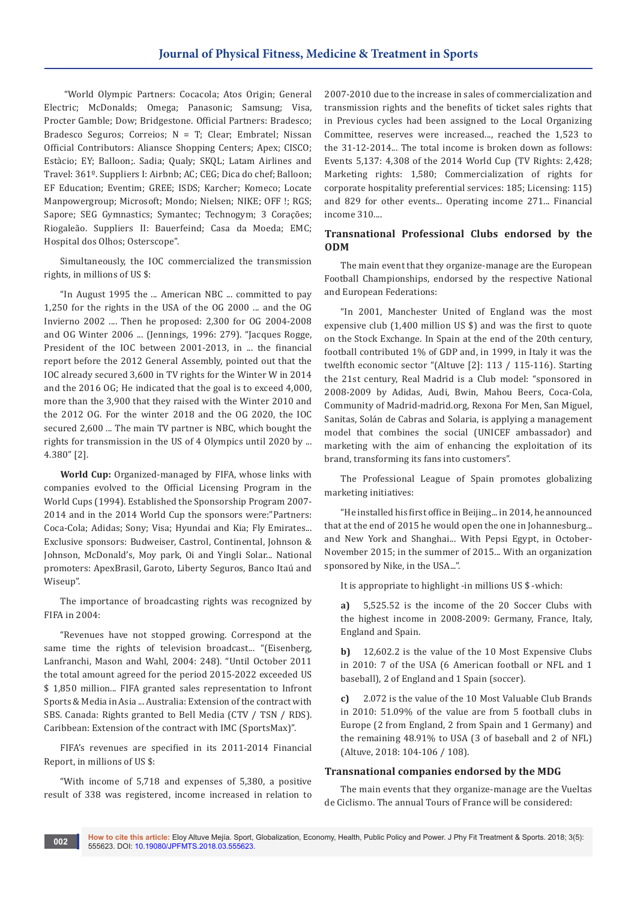"World Olympic Partners: Cocacola; Atos Origin; General Electric; McDonalds; Omega; Panasonic; Samsung; Visa, Procter Gamble; Dow; Bridgestone. Official Partners: Bradesco; Bradesco Seguros; Correios; N = T; Clear; Embratel; Nissan Official Contributors: Aliansce Shopping Centers; Apex; CISCO; Estàcio; EY; Balloon;. Sadia; Qualy; SKQL; Latam Airlines and Travel: 361º. Suppliers I: Airbnb; AC; CEG; Dica do chef; Balloon; EF Education; Eventim; GREE; ISDS; Karcher; Komeco; Locate Manpowergroup; Microsoft; Mondo; Nielsen; NIKE; OFF !; RGS; Sapore; SEG Gymnastics; Symantec; Technogym; 3 Corações; Riogaleão. Suppliers II: Bauerfeind; Casa da Moeda; EMC; Hospital dos Olhos; Osterscope".

Simultaneously, the IOC commercialized the transmission rights, in millions of US $:

"In August 1995 the ... American NBC ... committed to pay 1,250 for the rights in the USA of the OG 2000 ... and the OG Invierno 2002 .... Then he proposed: 2,300 for OG 2004-2008 and OG Winter 2006 ... (Jennings, 1996: 279). "Jacques Rogge, President of the IOC between 2001-2013, in ... the financial report before the 2012 General Assembly, pointed out that the IOC already secured 3,600 in TV rights for the Winter W in 2014 and the 2016 OG; He indicated that the goal is to exceed 4,000, more than the 3,900 that they raised with the Winter 2010 and the 2012 OG. For the winter 2018 and the OG 2020, the IOC secured 2,600 ... The main TV partner is NBC, which bought the rights for transmission in the US of 4 Olympics until 2020 by ... 4.380" [2].

**World Cup:** Organized-managed by FIFA, whose links with companies evolved to the Official Licensing Program in the World Cups (1994). Established the Sponsorship Program 2007-2014 and in the 2014 World Cup the sponsors were:"Partners: Coca-Cola; Adidas; Sony; Visa; Hyundai and Kia; Fly Emirates... Exclusive sponsors: Budweiser, Castrol, Continental, Johnson & Johnson, McDonald's, Moy park, Oi and Yingli Solar... National promoters: ApexBrasil, Garoto, Liberty Seguros, Banco Itaú and Wiseup".

The importance of broadcasting rights was recognized by FIFA in 2004:

"Revenues have not stopped growing. Correspond at the same time the rights of television broadcast... "(Eisenberg, Lanfranchi, Mason and Wahl, 2004: 248). "Until October 2011 the total amount agreed for the period 2015-2022 exceeded US $ 1,850 million... FIFA granted sales representation to Infront Sports & Media in Asia ... Australia: Extension of the contract with SBS. Canada: Rights granted to Bell Media (CTV / TSN / RDS). Caribbean: Extension of the contract with IMC (SportsMax)".

FIFA's revenues are specified in its 2011-2014 Financial Report, in millions of US $:

"With income of 5,718 and expenses of 5,380, a positive result of 338 was registered, income increased in relation to 2007-2010 due to the increase in sales of commercialization and transmission rights and the benefits of ticket sales rights that in Previous cycles had been assigned to the Local Organizing Committee, reserves were increased..., reached the 1,523 to the 31-12-2014... The total income is broken down as follows: Events 5,137: 4,308 of the 2014 World Cup (TV Rights: 2,428; Marketing rights: 1,580; Commercialization of rights for corporate hospitality preferential services: 185; Licensing: 115) and 829 for other events... Operating income 271... Financial income 310....

### Transnational Professional Clubs endorsed by the ODM

The main event that they organize-manage are the European Football Championships, endorsed by the respective National and European Federations:

"In 2001, Manchester United of England was the most expensive club (1,400 million US $) and was the first to quote on the Stock Exchange. In Spain at the end of the 20th century, football contributed 1% of GDP and, in 1999, in Italy it was the twelfth economic sector "(Altuve [2]: 113 / 115-116). Starting the 21st century, Real Madrid is a Club model: "sponsored in 2008-2009 by Adidas, Audi, Bwin, Mahou Beers, Coca-Cola, Community of Madrid-madrid.org, Rexona For Men, San Miguel, Sanitas, Solán de Cabras and Solaria, is applying a management model that combines the social (UNICEF ambassador) and marketing with the aim of enhancing the exploitation of its brand, transforming its fans into customers".

The Professional League of Spain promotes globalizing marketing initiatives:

"He installed his first office in Beijing... in 2014, he announced that at the end of 2015 he would open the one in Johannesburg... and New York and Shanghai... With Pepsi Egypt, in October-November 2015; in the summer of 2015... With an organization sponsored by Nike, in the USA...".

It is appropriate to highlight -in millions US $ -which:

**a)** 5,525.52 is the income of the 20 Soccer Clubs with the highest income in 2008-2009: Germany, France, Italy, England and Spain.

**b)** 12,602.2 is the value of the 10 Most Expensive Clubs in 2010: 7 of the USA (6 American football or NFL and 1 baseball), 2 of England and 1 Spain (soccer).

**c)** 2.072 is the value of the 10 Most Valuable Club Brands in 2010: 51.09% of the value are from 5 football clubs in Europe (2 from England, 2 from Spain and 1 Germany) and the remaining 48.91% to USA (3 of baseball and 2 of NFL) (Altuve, 2018: 104-106 / 108).

### Transnational companies endorsed by the MDG

The main events that they organize-manage are the Vueltas de Ciclismo. The annual Tours of France will be considered: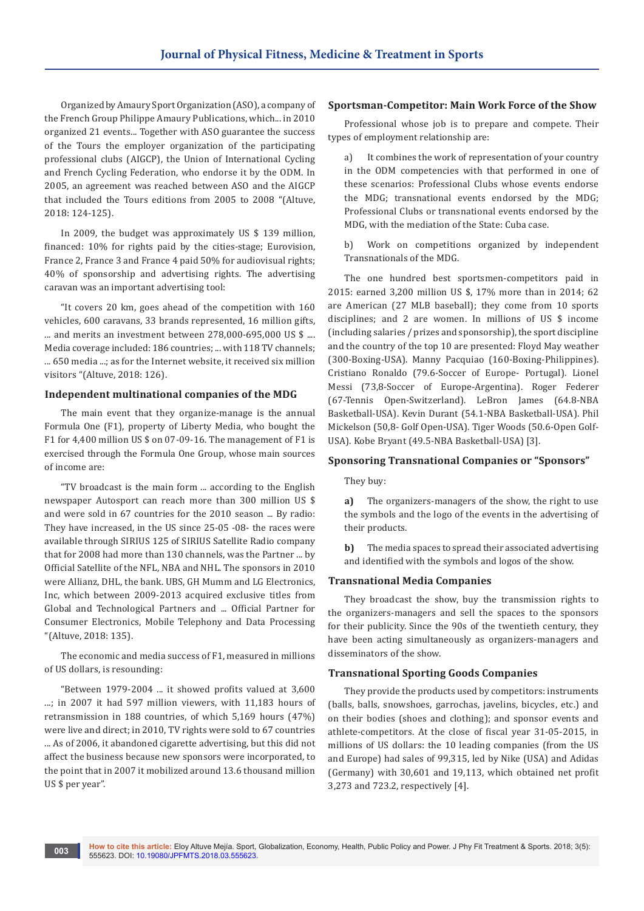Organized by Amaury Sport Organization (ASO), a company of the French Group Philippe Amaury Publications, which... in 2010 organized 21 events... Together with ASO guarantee the success of the Tours the employer organization of the participating professional clubs (AIGCP), the Union of International Cycling and French Cycling Federation, who endorse it by the ODM. In 2005, an agreement was reached between ASO and the AIGCP that included the Tours editions from 2005 to 2008 "(Altuve, 2018: 124-125).

In 2009, the budget was approximately US $ 139 million, financed: 10% for rights paid by the cities-stage; Eurovision, France 2, France 3 and France 4 paid 50% for audiovisual rights; 40% of sponsorship and advertising rights. The advertising caravan was an important advertising tool:

"It covers 20 km, goes ahead of the competition with 160 vehicles, 600 caravans, 33 brands represented, 16 million gifts, ... and merits an investment between 278,000-695,000 US $ .... Media coverage included: 186 countries; ... with 118 TV channels; ... 650 media ...; as for the Internet website, it received six million visitors "(Altuve, 2018: 126).

### Independent multinational companies of the MDG

The main event that they organize-manage is the annual Formula One (F1), property of Liberty Media, who bought the F1 for 4,400 million US $ on 07-09-16. The management of F1 is exercised through the Formula One Group, whose main sources of income are:

"TV broadcast is the main form ... according to the English newspaper Autosport can reach more than 300 million US $ and were sold in 67 countries for the 2010 season ... By radio: They have increased, in the US since 25-05 -08- the races were available through SIRIUS 125 of SIRIUS Satellite Radio company that for 2008 had more than 130 channels, was the Partner ... by Official Satellite of the NFL, NBA and NHL. The sponsors in 2010 were Allianz, DHL, the bank. UBS, GH Mumm and LG Electronics, Inc, which between 2009-2013 acquired exclusive titles from Global and Technological Partners and ... Official Partner for Consumer Electronics, Mobile Telephony and Data Processing "(Altuve, 2018: 135).

The economic and media success of F1, measured in millions of US dollars, is resounding:

"Between 1979-2004 ... it showed profits valued at 3,600 ...; in 2007 it had 597 million viewers, with 11,183 hours of retransmission in 188 countries, of which 5,169 hours (47%) were live and direct; in 2010, TV rights were sold to 67 countries ... As of 2006, it abandoned cigarette advertising, but this did not affect the business because new sponsors were incorporated, to the point that in 2007 it mobilized around 13.6 thousand million US $ per year".

### Sportsman-Competitor: Main Work Force of the Show

Professional whose job is to prepare and compete. Their types of employment relationship are:

a) It combines the work of representation of your country in the ODM competencies with that performed in one of these scenarios: Professional Clubs whose events endorse the MDG; transnational events endorsed by the MDG; Professional Clubs or transnational events endorsed by the MDG, with the mediation of the State: Cuba case.

b) Work on competitions organized by independent Transnationals of the MDG.

The one hundred best sportsmen-competitors paid in 2015: earned 3,200 million US $, 17% more than in 2014; 62 are American (27 MLB baseball); they come from 10 sports disciplines; and 2 are women. In millions of US $ income (including salaries / prizes and sponsorship), the sport discipline and the country of the top 10 are presented: Floyd May weather (300-Boxing-USA). Manny Pacquiao (160-Boxing-Philippines). Cristiano Ronaldo (79.6-Soccer of Europe- Portugal). Lionel Messi (73,8-Soccer of Europe-Argentina). Roger Federer (67-Tennis Open-Switzerland). LeBron James (64.8-NBA Basketball-USA). Kevin Durant (54.1-NBA Basketball-USA). Phil Mickelson (50,8- Golf Open-USA). Tiger Woods (50.6-Open Golf-USA). Kobe Bryant (49.5-NBA Basketball-USA) [3].

### Sponsoring Transnational Companies or "Sponsors"

They buy:

**a)** The organizers-managers of the show, the right to use the symbols and the logo of the events in the advertising of their products.

**b)** The media spaces to spread their associated advertising and identified with the symbols and logos of the show.

### Transnational Media Companies

They broadcast the show, buy the transmission rights to the organizers-managers and sell the spaces to the sponsors for their publicity. Since the 90s of the twentieth century, they have been acting simultaneously as organizers-managers and disseminators of the show.

### Transnational Sporting Goods Companies

They provide the products used by competitors: instruments (balls, balls, snowshoes, garrochas, javelins, bicycles, etc.) and on their bodies (shoes and clothing); and sponsor events and athlete-competitors. At the close of fiscal year 31-05-2015, in millions of US dollars: the 10 leading companies (from the US and Europe) had sales of 99,315, led by Nike (USA) and Adidas (Germany) with 30,601 and 19,113, which obtained net profit 3,273 and 723.2, respectively [4].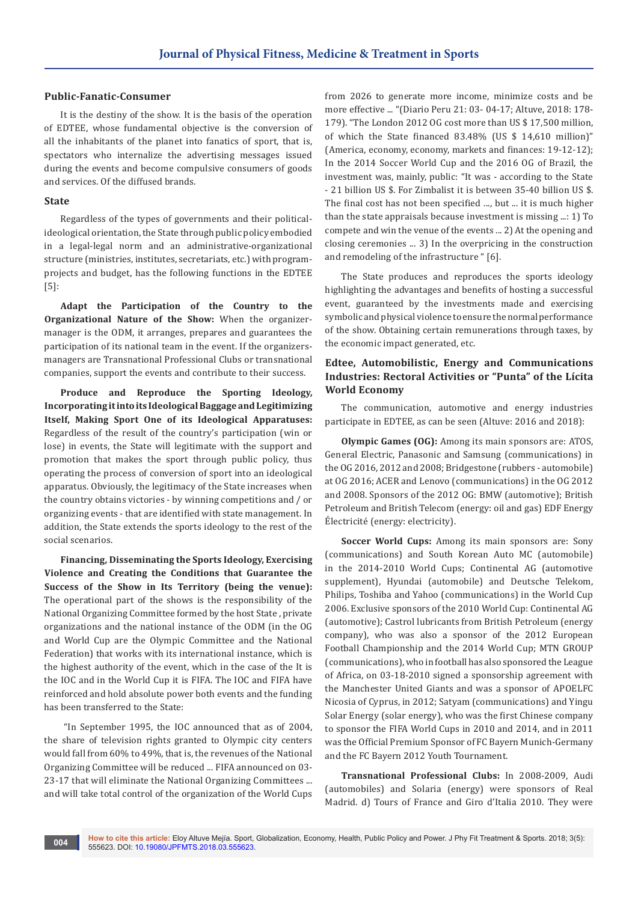### Public-Fanatic-Consumer

It is the destiny of the show. It is the basis of the operation of EDTEE, whose fundamental objective is the conversion of all the inhabitants of the planet into fanatics of sport, that is, spectators who internalize the advertising messages issued during the events and become compulsive consumers of goods and services. Of the diffused brands.

### State

Regardless of the types of governments and their political-ideological orientation, the State through public policy embodied in a legal-legal norm and an administrative-organizational structure (ministries, institutes, secretariats, etc.) with program-projects and budget, has the following functions in the EDTEE [5]:

**Adapt the Participation of the Country to the Organizational Nature of the Show:** When the organizer-manager is the ODM, it arranges, prepares and guarantees the participation of its national team in the event. If the organizers-managers are Transnational Professional Clubs or transnational companies, support the events and contribute to their success.

**Produce and Reproduce the Sporting Ideology, Incorporating it into its Ideological Baggage and Legitimizing Itself, Making Sport One of its Ideological Apparatuses:** Regardless of the result of the country's participation (win or lose) in events, the State will legitimate with the support and promotion that makes the sport through public policy, thus operating the process of conversion of sport into an ideological apparatus. Obviously, the legitimacy of the State increases when the country obtains victories - by winning competitions and / or organizing events - that are identified with state management. In addition, the State extends the sports ideology to the rest of the social scenarios.

**Financing, Disseminating the Sports Ideology, Exercising Violence and Creating the Conditions that Guarantee the Success of the Show in Its Territory (being the venue):** The operational part of the shows is the responsibility of the National Organizing Committee formed by the host State , private organizations and the national instance of the ODM (in the OG and World Cup are the Olympic Committee and the National Federation) that works with its international instance, which is the highest authority of the event, which in the case of the It is the IOC and in the World Cup it is FIFA. The IOC and FIFA have reinforced and hold absolute power both events and the funding has been transferred to the State:

"In September 1995, the IOC announced that as of 2004, the share of television rights granted to Olympic city centers would fall from 60% to 49%, that is, the revenues of the National Organizing Committee will be reduced ... FIFA announced on 03-23-17 that will eliminate the National Organizing Committees ... and will take total control of the organization of the World Cups from 2026 to generate more income, minimize costs and be more effective ... "(Diario Peru 21: 03- 04-17; Altuve, 2018: 178-179). "The London 2012 OG cost more than US $ 17,500 million, of which the State financed 83.48% (US $ 14,610 million)" (America, economy, economy, markets and finances: 19-12-12); In the 2014 Soccer World Cup and the 2016 OG of Brazil, the investment was, mainly, public: "It was - according to the State - 21 billion US $. For Zimbalist it is between 35-40 billion US $. The final cost has not been specified ..., but ... it is much higher than the state appraisals because investment is missing ...: 1) To compete and win the venue of the events ... 2) At the opening and closing ceremonies ... 3) In the overpricing in the construction and remodeling of the infrastructure " [6].

The State produces and reproduces the sports ideology highlighting the advantages and benefits of hosting a successful event, guaranteed by the investments made and exercising symbolic and physical violence to ensure the normal performance of the show. Obtaining certain remunerations through taxes, by the economic impact generated, etc.

### Edtee, Automobilistic, Energy and Communications Industries: Rectoral Activities or "Punta" of the Lícita World Economy

The communication, automotive and energy industries participate in EDTEE, as can be seen (Altuve: 2016 and 2018):

**Olympic Games (OG):** Among its main sponsors are: ATOS, General Electric, Panasonic and Samsung (communications) in the OG 2016, 2012 and 2008; Bridgestone (rubbers - automobile) at OG 2016; ACER and Lenovo (communications) in the OG 2012 and 2008. Sponsors of the 2012 OG: BMW (automotive); British Petroleum and British Telecom (energy: oil and gas) EDF Energy Électricité (energy: electricity).

**Soccer World Cups:** Among its main sponsors are: Sony (communications) and South Korean Auto MC (automobile) in the 2014-2010 World Cups; Continental AG (automotive supplement), Hyundai (automobile) and Deutsche Telekom, Philips, Toshiba and Yahoo (communications) in the World Cup 2006. Exclusive sponsors of the 2010 World Cup: Continental AG (automotive); Castrol lubricants from British Petroleum (energy company), who was also a sponsor of the 2012 European Football Championship and the 2014 World Cup; MTN GROUP (communications), who in football has also sponsored the League of Africa, on 03-18-2010 signed a sponsorship agreement with the Manchester United Giants and was a sponsor of APOELFC Nicosia of Cyprus, in 2012; Satyam (communications) and Yingu Solar Energy (solar energy), who was the first Chinese company to sponsor the FIFA World Cups in 2010 and 2014, and in 2011 was the Official Premium Sponsor of FC Bayern Munich-Germany and the FC Bayern 2012 Youth Tournament.

**Transnational Professional Clubs:** In 2008-2009, Audi (automobiles) and Solaria (energy) were sponsors of Real Madrid. d) Tours of France and Giro d'Italia 2010. They were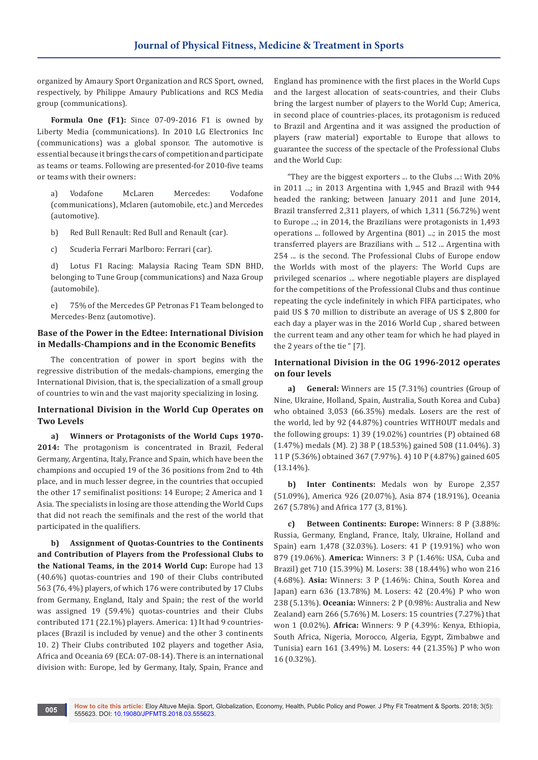organized by Amaury Sport Organization and RCS Sport, owned, respectively, by Philippe Amaury Publications and RCS Media group (communications).

**Formula One (F1):** Since 07-09-2016 F1 is owned by Liberty Media (communications). In 2010 LG Electronics Inc (communications) was a global sponsor. The automotive is essential because it brings the cars of competition and participate as teams or teams. Following are presented-for 2010-five teams or teams with their owners:

a) Vodafone McLaren Mercedes: Vodafone (communications), Mclaren (automobile, etc.) and Mercedes (automotive).

b) Red Bull Renault: Red Bull and Renault (car).

c) Scuderìa Ferrari Marlboro: Ferrari (car).

d) Lotus F1 Racing: Malaysia Racing Team SDN BHD, belonging to Tune Group (communications) and Naza Group (automobile).

e) 75% of the Mercedes GP Petronas F1 Team belonged to Mercedes-Benz (automotive).

### Base of the Power in the Edtee: International Division in Medalls-Champions and in the Economic Benefits

The concentration of power in sport begins with the regressive distribution of the medals-champions, emerging the International Division, that is, the specialization of a small group of countries to win and the vast majority specializing in losing.

### International Division in the World Cup Operates on Two Levels

**a) Winners or Protagonists of the World Cups 1970-2014:** The protagonism is concentrated in Brazil, Federal Germany, Argentina, Italy, France and Spain, which have been the champions and occupied 19 of the 36 positions from 2nd to 4th place, and in much lesser degree, in the countries that occupied the other 17 semifinalist positions: 14 Europe; 2 America and 1 Asia. The specialists in losing are those attending the World Cups that did not reach the semifinals and the rest of the world that participated in the qualifiers.

**b) Assignment of Quotas-Countries to the Continents and Contribution of Players from the Professional Clubs to the National Teams, in the 2014 World Cup:** Europe had 13 (40.6%) quotas-countries and 190 of their Clubs contributed 563 (76, 4%) players, of which 176 were contributed by 17 Clubs from Germany, England, Italy and Spain; the rest of the world was assigned 19 (59.4%) quotas-countries and their Clubs contributed 171 (22.1%) players. America: 1) It had 9 countries-places (Brazil is included by venue) and the other 3 continents 10. 2) Their Clubs contributed 102 players and together Asia, Africa and Oceania 69 (ECA: 07-08-14). There is an international division with: Europe, led by Germany, Italy, Spain, France and England has prominence with the first places in the World Cups and the largest allocation of seats-countries, and their Clubs bring the largest number of players to the World Cup; America, in second place of countries-places, its protagonism is reduced to Brazil and Argentina and it was assigned the production of players (raw material) exportable to Europe that allows to guarantee the success of the spectacle of the Professional Clubs and the World Cup:

"They are the biggest exporters ... to the Clubs ...: With 20% in 2011 ...; in 2013 Argentina with 1,945 and Brazil with 944 headed the ranking; between January 2011 and June 2014, Brazil transferred 2,311 players, of which 1,311 (56.72%) went to Europe ...; in 2014, the Brazilians were protagonists in 1,493 operations ... followed by Argentina (801) ...; in 2015 the most transferred players are Brazilians with ... 512 ... Argentina with 254 ... is the second. The Professional Clubs of Europe endow the Worlds with most of the players: The World Cups are privileged scenarios ... where negotiable players are displayed for the competitions of the Professional Clubs and thus continue repeating the cycle indefinitely in which FIFA participates, who paid US $ 70 million to distribute an average of US $ 2,800 for each day a player was in the 2016 World Cup , shared between the current team and any other team for which he had played in the 2 years of the tie " [7].

### International Division in the OG 1996-2012 operates on four levels

**a) General:** Winners are 15 (7.31%) countries (Group of Nine, Ukraine, Holland, Spain, Australia, South Korea and Cuba) who obtained 3,053 (66.35%) medals. Losers are the rest of the world, led by 92 (44.87%) countries WITHOUT medals and the following groups: 1) 39 (19.02%) countries (P) obtained 68 (1.47%) medals (M). 2) 38 P (18.53%) gained 508 (11.04%). 3) 11 P (5.36%) obtained 367 (7.97%). 4) 10 P (4.87%) gained 605 (13.14%).

**b) Inter Continents:** Medals won by Europe 2,357 (51.09%), America 926 (20.07%), Asia 874 (18.91%), Oceania 267 (5.78%) and Africa 177 (3, 81%).

**c) Between Continents: Europe:** Winners: 8 P (3.88%: Russia, Germany, England, France, Italy, Ukraine, Holland and Spain) earn 1,478 (32.03%). Losers: 41 P (19.91%) who won 879 (19.06%). **America:** Winners: 3 P (1.46%: USA, Cuba and Brazil) get 710 (15.39%) M. Losers: 38 (18.44%) who won 216 (4.68%). **Asia:** Winners: 3 P (1.46%: China, South Korea and Japan) earn 636 (13.78%) M. Losers: 42 (20.4%) P who won 238 (5.13%). **Oceania:** Winners: 2 P (0.98%: Australia and New Zealand) earn 266 (5.76%) M. Losers: 15 countries (7.27%) that won 1 (0.02%). **Africa:** Winners: 9 P (4.39%: Kenya, Ethiopia, South Africa, Nigeria, Morocco, Algeria, Egypt, Zimbabwe and Tunisia) earn 161 (3.49%) M. Losers: 44 (21.35%) P who won 16 (0.32%).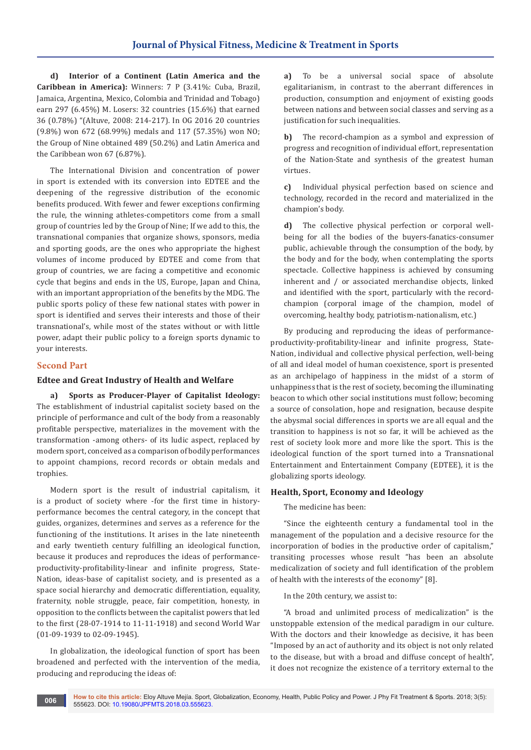**d) Interior of a Continent (Latin America and the Caribbean in America):** Winners: 7 P (3.41%: Cuba, Brazil, Jamaica, Argentina, Mexico, Colombia and Trinidad and Tobago) earn 297 (6.45%) M. Losers: 32 countries (15.6%) that earned 36 (0.78%) "(Altuve, 2008: 214-217). In OG 2016 20 countries (9.8%) won 672 (68.99%) medals and 117 (57.35%) won NO; the Group of Nine obtained 489 (50.2%) and Latin America and the Caribbean won 67 (6.87%).

The International Division and concentration of power in sport is extended with its conversion into EDTEE and the deepening of the regressive distribution of the economic benefits produced. With fewer and fewer exceptions confirming the rule, the winning athletes-competitors come from a small group of countries led by the Group of Nine; If we add to this, the transnational companies that organize shows, sponsors, media and sporting goods, are the ones who appropriate the highest volumes of income produced by EDTEE and come from that group of countries, we are facing a competitive and economic cycle that begins and ends in the US, Europe, Japan and China, with an important appropriation of the benefits by the MDG. The public sports policy of these few national states with power in sport is identified and serves their interests and those of their transnational's, while most of the states without or with little power, adapt their public policy to a foreign sports dynamic to your interests.

## Second Part

### Edtee and Great Industry of Health and Welfare

**a) Sports as Producer-Player of Capitalist Ideology:** The establishment of industrial capitalist society based on the principle of performance and cult of the body from a reasonably profitable perspective, materializes in the movement with the transformation -among others- of its ludic aspect, replaced by modern sport, conceived as a comparison of bodily performances to appoint champions, record records or obtain medals and trophies.

Modern sport is the result of industrial capitalism, it is a product of society where -for the first time in history- performance becomes the central category, in the concept that guides, organizes, determines and serves as a reference for the functioning of the institutions. It arises in the late nineteenth and early twentieth century fulfilling an ideological function, because it produces and reproduces the ideas of performance-productivity-profitability-linear and infinite progress, State-Nation, ideas-base of capitalist society, and is presented as a space social hierarchy and democratic differentiation, equality, fraternity, noble struggle, peace, fair competition, honesty, in opposition to the conflicts between the capitalist powers that led to the first (28-07-1914 to 11-11-1918) and second World War (01-09-1939 to 02-09-1945).

In globalization, the ideological function of sport has been broadened and perfected with the intervention of the media, producing and reproducing the ideas of:

**a)** To be a universal social space of absolute egalitarianism, in contrast to the aberrant differences in production, consumption and enjoyment of existing goods between nations and between social classes and serving as a justification for such inequalities.

**b)** The record-champion as a symbol and expression of progress and recognition of individual effort, representation of the Nation-State and synthesis of the greatest human virtues.

**c)** Individual physical perfection based on science and technology, recorded in the record and materialized in the champion's body.

**d)** The collective physical perfection or corporal well-being for all the bodies of the buyers-fanatics-consumer public, achievable through the consumption of the body, by the body and for the body, when contemplating the sports spectacle. Collective happiness is achieved by consuming inherent and / or associated merchandise objects, linked and identified with the sport, particularly with the record-champion (corporal image of the champion, model of overcoming, healthy body, patriotism-nationalism, etc.)

By producing and reproducing the ideas of performance-productivity-profitability-linear and infinite progress, State-Nation, individual and collective physical perfection, well-being of all and ideal model of human coexistence, sport is presented as an archipelago of happiness in the midst of a storm of unhappiness that is the rest of society, becoming the illuminating beacon to which other social institutions must follow; becoming a source of consolation, hope and resignation, because despite the abysmal social differences in sports we are all equal and the transition to happiness is not so far, it will be achieved as the rest of society look more and more like the sport. This is the ideological function of the sport turned into a Transnational Entertainment and Entertainment Company (EDTEE), it is the globalizing sports ideology.

### Health, Sport, Economy and Ideology

The medicine has been:

"Since the eighteenth century a fundamental tool in the management of the population and a decisive resource for the incorporation of bodies in the productive order of capitalism," transiting processes whose result "has been an absolute medicalization of society and full identification of the problem of health with the interests of the economy" [8].

In the 20th century, we assist to:

"A broad and unlimited process of medicalization" is the unstoppable extension of the medical paradigm in our culture. With the doctors and their knowledge as decisive, it has been "Imposed by an act of authority and its object is not only related to the disease, but with a broad and diffuse concept of health", it does not recognize the existence of a territory external to the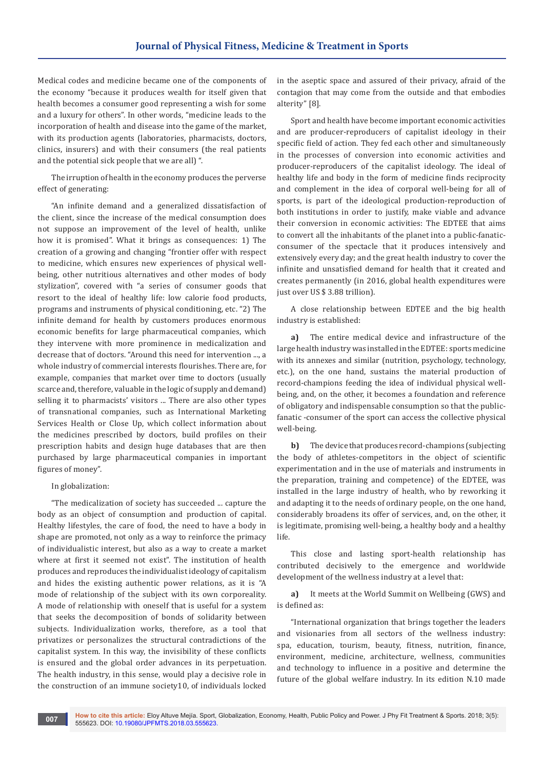Medical codes and medicine became one of the components of the economy "because it produces wealth for itself given that health becomes a consumer good representing a wish for some and a luxury for others". In other words, "medicine leads to the incorporation of health and disease into the game of the market, with its production agents (laboratories, pharmacists, doctors, clinics, insurers) and with their consumers (the real patients and the potential sick people that we are all) ".

The irruption of health in the economy produces the perverse effect of generating:

"An infinite demand and a generalized dissatisfaction of the client, since the increase of the medical consumption does not suppose an improvement of the level of health, unlike how it is promised". What it brings as consequences: 1) The creation of a growing and changing "frontier offer with respect to medicine, which ensures new experiences of physical well-being, other nutritious alternatives and other modes of body stylization", covered with "a series of consumer goods that resort to the ideal of healthy life: low calorie food products, programs and instruments of physical conditioning, etc. "2) The infinite demand for health by customers produces enormous economic benefits for large pharmaceutical companies, which they intervene with more prominence in medicalization and decrease that of doctors. "Around this need for intervention ..., a whole industry of commercial interests flourishes. There are, for example, companies that market over time to doctors (usually scarce and, therefore, valuable in the logic of supply and demand) selling it to pharmacists' visitors ... There are also other types of transnational companies, such as International Marketing Services Health or Close Up, which collect information about the medicines prescribed by doctors, build profiles on their prescription habits and design huge databases that are then purchased by large pharmaceutical companies in important figures of money".

In globalization:

"The medicalization of society has succeeded ... capture the body as an object of consumption and production of capital. Healthy lifestyles, the care of food, the need to have a body in shape are promoted, not only as a way to reinforce the primacy of individualistic interest, but also as a way to create a market where at first it seemed not exist". The institution of health produces and reproduces the individualist ideology of capitalism and hides the existing authentic power relations, as it is "A mode of relationship of the subject with its own corporeality. A mode of relationship with oneself that is useful for a system that seeks the decomposition of bonds of solidarity between subjects. Individualization works, therefore, as a tool that privatizes or personalizes the structural contradictions of the capitalist system. In this way, the invisibility of these conflicts is ensured and the global order advances in its perpetuation. The health industry, in this sense, would play a decisive role in the construction of an immune society10, of individuals locked in the aseptic space and assured of their privacy, afraid of the contagion that may come from the outside and that embodies alterity" [8].

Sport and health have become important economic activities and are producer-reproducers of capitalist ideology in their specific field of action. They fed each other and simultaneously in the processes of conversion into economic activities and producer-reproducers of the capitalist ideology. The ideal of healthy life and body in the form of medicine finds reciprocity and complement in the idea of corporal well-being for all of sports, is part of the ideological production-reproduction of both institutions in order to justify, make viable and advance their conversion in economic activities: The EDTEE that aims to convert all the inhabitants of the planet into a public-fanatic-consumer of the spectacle that it produces intensively and extensively every day; and the great health industry to cover the infinite and unsatisfied demand for health that it created and creates permanently (in 2016, global health expenditures were just over US $ 3.88 trillion).

A close relationship between EDTEE and the big health industry is established:

**a)** The entire medical device and infrastructure of the large health industry was installed in the EDTEE: sports medicine with its annexes and similar (nutrition, psychology, technology, etc.), on the one hand, sustains the material production of record-champions feeding the idea of individual physical well-being, and, on the other, it becomes a foundation and reference of obligatory and indispensable consumption so that the public-fanatic -consumer of the sport can access the collective physical well-being.

**b)** The device that produces record-champions (subjecting the body of athletes-competitors in the object of scientific experimentation and in the use of materials and instruments in the preparation, training and competence) of the EDTEE, was installed in the large industry of health, who by reworking it and adapting it to the needs of ordinary people, on the one hand, considerably broadens its offer of services, and, on the other, it is legitimate, promising well-being, a healthy body and a healthy life.

This close and lasting sport-health relationship has contributed decisively to the emergence and worldwide development of the wellness industry at a level that:

**a)** It meets at the World Summit on Wellbeing (GWS) and is defined as:

"International organization that brings together the leaders and visionaries from all sectors of the wellness industry: spa, education, tourism, beauty, fitness, nutrition, finance, environment, medicine, architecture, wellness, communities and technology to influence in a positive and determine the future of the global welfare industry. In its edition N.10 made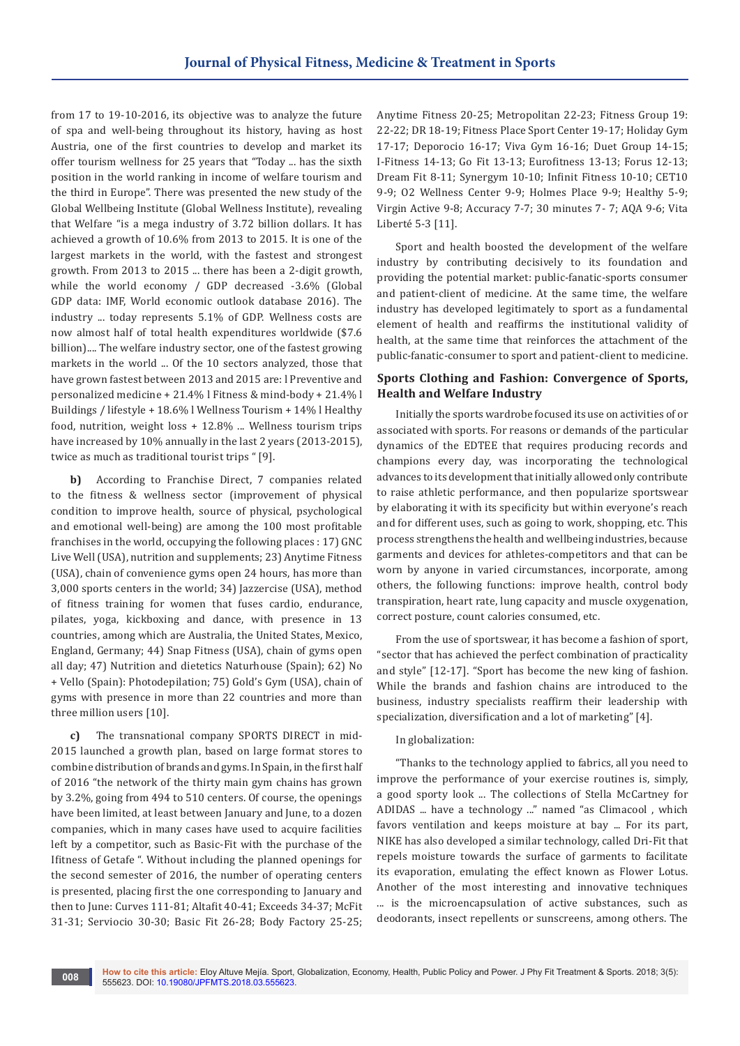from 17 to 19-10-2016, its objective was to analyze the future of spa and well-being throughout its history, having as host Austria, one of the first countries to develop and market its offer tourism wellness for 25 years that "Today ... has the sixth position in the world ranking in income of welfare tourism and the third in Europe". There was presented the new study of the Global Wellbeing Institute (Global Wellness Institute), revealing that Welfare "is a mega industry of 3.72 billion dollars. It has achieved a growth of 10.6% from 2013 to 2015. It is one of the largest markets in the world, with the fastest and strongest growth. From 2013 to 2015 ... there has been a 2-digit growth, while the world economy / GDP decreased -3.6% (Global GDP data: IMF, World economic outlook database 2016). The industry ... today represents 5.1% of GDP. Wellness costs are now almost half of total health expenditures worldwide ($7.6 billion).... The welfare industry sector, one of the fastest growing markets in the world ... Of the 10 sectors analyzed, those that have grown fastest between 2013 and 2015 are: l Preventive and personalized medicine + 21.4% l Fitness & mind-body + 21.4% l Buildings / lifestyle + 18.6% l Wellness Tourism + 14% l Healthy food, nutrition, weight loss + 12.8% ... Wellness tourism trips have increased by 10% annually in the last 2 years (2013-2015), twice as much as traditional tourist trips " [9].

**b)** According to Franchise Direct, 7 companies related to the fitness & wellness sector (improvement of physical condition to improve health, source of physical, psychological and emotional well-being) are among the 100 most profitable franchises in the world, occupying the following places : 17) GNC Live Well (USA), nutrition and supplements; 23) Anytime Fitness (USA), chain of convenience gyms open 24 hours, has more than 3,000 sports centers in the world; 34) Jazzercise (USA), method of fitness training for women that fuses cardio, endurance, pilates, yoga, kickboxing and dance, with presence in 13 countries, among which are Australia, the United States, Mexico, England, Germany; 44) Snap Fitness (USA), chain of gyms open all day; 47) Nutrition and dietetics Naturhouse (Spain); 62) No + Vello (Spain): Photodepilation; 75) Gold's Gym (USA), chain of gyms with presence in more than 22 countries and more than three million users [10].

**c)** The transnational company SPORTS DIRECT in mid-2015 launched a growth plan, based on large format stores to combine distribution of brands and gyms. In Spain, in the first half of 2016 "the network of the thirty main gym chains has grown by 3.2%, going from 494 to 510 centers. Of course, the openings have been limited, at least between January and June, to a dozen companies, which in many cases have used to acquire facilities left by a competitor, such as Basic-Fit with the purchase of the Ifitness of Getafe ". Without including the planned openings for the second semester of 2016, the number of operating centers is presented, placing first the one corresponding to January and then to June: Curves 111-81; Altafit 40-41; Exceeds 34-37; McFit 31-31; Serviocio 30-30; Basic Fit 26-28; Body Factory 25-25; Anytime Fitness 20-25; Metropolitan 22-23; Fitness Group 19: 22-22; DR 18-19; Fitness Place Sport Center 19-17; Holiday Gym 17-17; Deporocio 16-17; Viva Gym 16-16; Duet Group 14-15; I-Fitness 14-13; Go Fit 13-13; Eurofitness 13-13; Forus 12-13; Dream Fit 8-11; Synergym 10-10; Infinit Fitness 10-10; CET10 9-9; O2 Wellness Center 9-9; Holmes Place 9-9; Healthy 5-9; Virgin Active 9-8; Accuracy 7-7; 30 minutes 7- 7; AQA 9-6; Vita Liberté 5-3 [11].

Sport and health boosted the development of the welfare industry by contributing decisively to its foundation and providing the potential market: public-fanatic-sports consumer and patient-client of medicine. At the same time, the welfare industry has developed legitimately to sport as a fundamental element of health and reaffirms the institutional validity of health, at the same time that reinforces the attachment of the public-fanatic-consumer to sport and patient-client to medicine.

## Sports Clothing and Fashion: Convergence of Sports, Health and Welfare Industry

Initially the sports wardrobe focused its use on activities of or associated with sports. For reasons or demands of the particular dynamics of the EDTEE that requires producing records and champions every day, was incorporating the technological advances to its development that initially allowed only contribute to raise athletic performance, and then popularize sportswear by elaborating it with its specificity but within everyone's reach and for different uses, such as going to work, shopping, etc. This process strengthens the health and wellbeing industries, because garments and devices for athletes-competitors and that can be worn by anyone in varied circumstances, incorporate, among others, the following functions: improve health, control body transpiration, heart rate, lung capacity and muscle oxygenation, correct posture, count calories consumed, etc.

From the use of sportswear, it has become a fashion of sport, "sector that has achieved the perfect combination of practicality and style" [12-17]. "Sport has become the new king of fashion. While the brands and fashion chains are introduced to the business, industry specialists reaffirm their leadership with specialization, diversification and a lot of marketing" [4].

In globalization:

"Thanks to the technology applied to fabrics, all you need to improve the performance of your exercise routines is, simply, a good sporty look ... The collections of Stella McCartney for ADIDAS ... have a technology ..." named "as Climacool , which favors ventilation and keeps moisture at bay ... For its part, NIKE has also developed a similar technology, called Dri-Fit that repels moisture towards the surface of garments to facilitate its evaporation, emulating the effect known as Flower Lotus. Another of the most interesting and innovative techniques ... is the microencapsulation of active substances, such as deodorants, insect repellents or sunscreens, among others. The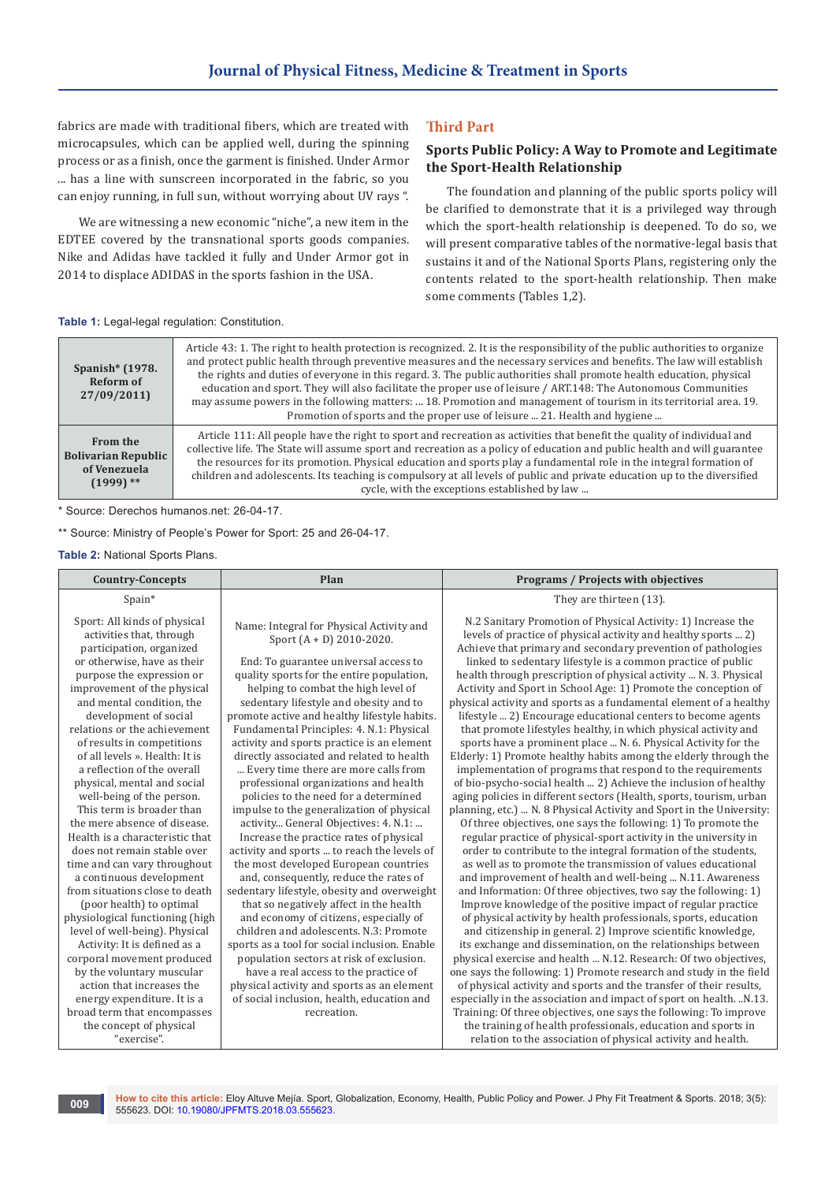fabrics are made with traditional fibers, which are treated with microcapsules, which can be applied well, during the spinning process or as a finish, once the garment is finished. Under Armor ... has a line with sunscreen incorporated in the fabric, so you can enjoy running, in full sun, without worrying about UV rays ".

We are witnessing a new economic "niche", a new item in the EDTEE covered by the transnational sports goods companies. Nike and Adidas have tackled it fully and Under Armor got in 2014 to displace ADIDAS in the sports fashion in the USA.

## Third Part

### Sports Public Policy: A Way to Promote and Legitimate the Sport-Health Relationship

The foundation and planning of the public sports policy will be clarified to demonstrate that it is a privileged way through which the sport-health relationship is deepened. To do so, we will present comparative tables of the normative-legal basis that sustains it and of the National Sports Plans, registering only the contents related to the sport-health relationship. Then make some comments (Tables 1,2).

**Table 1:** Legal-legal regulation: Constitution.

| | |
|---|---|
| **Spanish* (1978. Reform of 27/09/2011)** | Article 43: 1. The right to health protection is recognized. 2. It is the responsibility of the public authorities to organize and protect public health through preventive measures and the necessary services and benefits. The law will establish the rights and duties of everyone in this regard. 3. The public authorities shall promote health education, physical education and sport. They will also facilitate the proper use of leisure / ART.148: The Autonomous Communities may assume powers in the following matters: ... 18. Promotion and management of tourism in its territorial area. 19. Promotion of sports and the proper use of leisure ... 21. Health and hygiene ... |
| **From the Bolivarian Republic of Venezuela (1999) \*\*** | Article 111: All people have the right to sport and recreation as activities that benefit the quality of individual and collective life. The State will assume sport and recreation as a policy of education and public health and will guarantee the resources for its promotion. Physical education and sports play a fundamental role in the integral formation of children and adolescents. Its teaching is compulsory at all levels of public and private education up to the diversified cycle, with the exceptions established by law ... |

\* Source: Derechos humanos.net: 26-04-17.

\*\* Source: Ministry of People's Power for Sport: 25 and 26-04-17.

**Table 2:** National Sports Plans.

| Country-Concepts | Plan | Programs / Projects with objectives |
|---|---|---|
| Spain* | | They are thirteen (13). |
| Sport: All kinds of physical activities that, through participation, organized or otherwise, have as their purpose the expression or improvement of the physical and mental condition, the development of social relations or the achievement of results in competitions of all levels ». Health: It is a reflection of the overall physical, mental and social well-being of the person. This term is broader than the mere absence of disease. Health is a characteristic that does not remain stable over time and can vary throughout a continuous development from situations close to death (poor health) to optimal physiological functioning (high level of well-being). Physical Activity: It is defined as a corporal movement produced by the voluntary muscular action that increases the energy expenditure. It is a broad term that encompasses the concept of physical "exercise". | Name: Integral for Physical Activity and Sport (A + D) 2010-2020. End: To guarantee universal access to quality sports for the entire population, helping to combat the high level of sedentary lifestyle and obesity and to promote active and healthy lifestyle habits. Fundamental Principles: 4. N.1: Physical activity and sports practice is an element directly associated and related to health ... Every time there are more calls from professional organizations and health policies to the need for a determined impulse to the generalization of physical activity... General Objectives: 4. N.1: ... Increase the practice rates of physical activity and sports ... to reach the levels of the most developed European countries and, consequently, reduce the rates of sedentary lifestyle, obesity and overweight that so negatively affect in the health and economy of citizens, especially of children and adolescents. N.3: Promote sports as a tool for social inclusion. Enable population sectors at risk of exclusion. to have a real access to the practice of physical activity and sports as an element of social inclusion, health, education and recreation. | N.2 Sanitary Promotion of Physical Activity: 1) Increase the levels of practice of physical activity and healthy sports ... 2) Achieve that primary and secondary prevention of pathologies linked to sedentary lifestyle is a common practice of public health through prescription of physical activity ... N. 3. Physical Activity and Sport in School Age: 1) Promote the conception of physical activity and sports as a fundamental element of a healthy lifestyle ... 2) Encourage educational centers to become agents that promote lifestyles healthy, in which physical activity and sports have a prominent place ... N. 6. Physical Activity for the Elderly: 1) Promote healthy habits among the elderly through the implementation of programs that respond to the requirements of bio-psycho-social health ... 2) Achieve the inclusion of healthy aging policies in different sectors (Health, sports, tourism, urban planning, etc.) ... N. 8 Physical Activity and Sport in the University: Of three objectives, one says the following: 1) To promote the regular practice of physical-sport activity in the university in order to contribute to the integral formation of the students, as well as to promote the transmission of values educational and improvement of health and well-being ... N.11. Awareness and Information: Of three objectives, two say the following: 1) Improve knowledge of the positive impact of regular practice of physical activity by health professionals, sports, education and citizenship in general. 2) Improve scientific knowledge, its exchange and dissemination, on the relationships between physical exercise and health ... N.12. Research: Of two objectives, one says the following: 1) Promote research and study in the field of physical activity and sports and the transfer of their results, especially in the association and impact of sport on health. ..N.13. Training: Of three objectives, one says the following: To improve the training of health professionals, education and sports in relation to the association of physical activity and health. |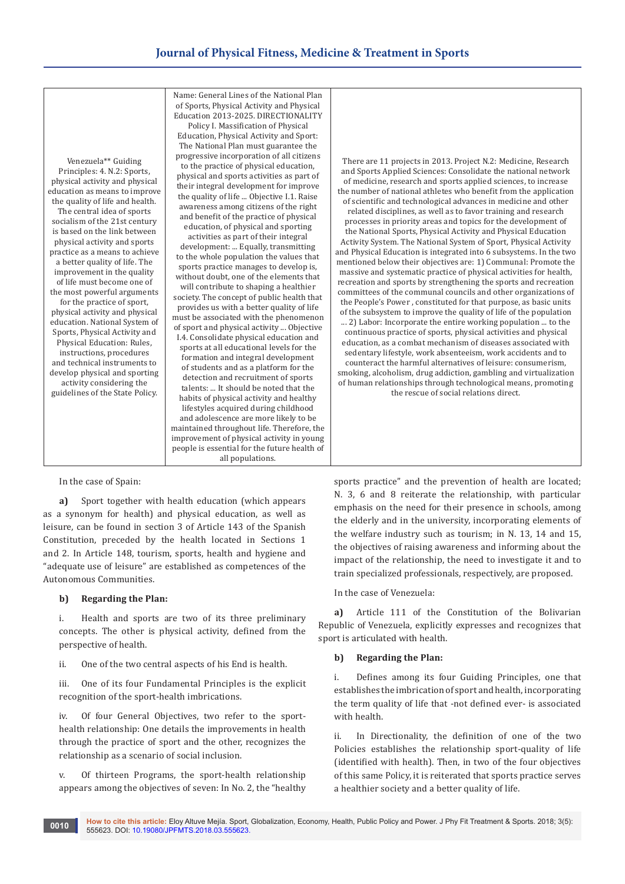| Venezuela** Guiding Principles: 4. N.2: Sports, physical activity and physical education as means to improve the quality of life and health. The central idea of sports socialism of the 21st century is based on the link between physical activity and sports practice as a means to achieve a better quality of life. The improvement in the quality of life must become one of the most powerful arguments for the practice of sport, physical activity and physical education. National System of Sports, Physical Activity and Physical Education: Rules, instructions, procedures and technical instruments to develop physical and sporting activity considering the guidelines of the State Policy. | Name: General Lines of the National Plan of Sports, Physical Activity and Physical Education 2013-2025. DIRECTIONALITY Policy I. Massification of Physical Education, Physical Activity and Sport: The National Plan must guarantee the progressive incorporation of all citizens to the practice of physical education, physical and sports activities as part of their integral development for improve the quality of life ... Objective I.1. Raise awareness among citizens of the right and benefit of the practice of physical education, of physical and sporting activities as part of their integral development: ... Equally, transmitting to the whole population the values that sports practice manages to develop is, without doubt, one of the elements that will contribute to shaping a healthier society. The concept of public health that provides us with a better quality of life must be associated with the phenomenon of sport and physical activity ... Objective I.4. Consolidate physical education and sports at all educational levels for the formation and integral development of students and as a platform for the detection and recruitment of sports talents: ... It should be noted that the habits of physical activity and healthy lifestyles acquired during childhood and adolescence are more likely to be maintained throughout life. Therefore, the improvement of physical activity in young people is essential for the future health of all populations. | There are 11 projects in 2013. Project N.2: Medicine, Research and Sports Applied Sciences: Consolidate the national network of medicine, research and sports applied sciences, to increase the number of national athletes who benefit from the application of scientific and technological advances in medicine and other related disciplines, as well as to favor training and research processes in priority areas and topics for the development of the National Sports, Physical Activity and Physical Education Activity System. The National System of Sport, Physical Activity and Physical Education is integrated into 6 subsystems. In the two mentioned below their objectives are: 1) Communal: Promote the massive and systematic practice of physical activities for health, recreation and sports by strengthening the sports and recreation committees of the communal councils and other organizations of the People's Power , constituted for that purpose, as basic units of the subsystem to improve the quality of life of the population ... 2) Labor: Incorporate the entire working population ... to the continuous practice of sports, physical activities and physical education, as a combat mechanism of diseases associated with sedentary lifestyle, work absenteeism, work accidents and to counteract the harmful alternatives of leisure: consumerism, smoking, alcoholism, drug addiction, gambling and virtualization of human relationships through technological means, promoting the rescue of social relations direct. |
|---|---|---|

In the case of Spain:

**a)** Sport together with health education (which appears as a synonym for health) and physical education, as well as leisure, can be found in section 3 of Article 143 of the Spanish Constitution, preceded by the health located in Sections 1 and 2. In Article 148, tourism, sports, health and hygiene and "adequate use of leisure" are established as competences of the Autonomous Communities.

**b) Regarding the Plan:**

i. Health and sports are two of its three preliminary concepts. The other is physical activity, defined from the perspective of health.

ii. One of the two central aspects of his End is health.

iii. One of its four Fundamental Principles is the explicit recognition of the sport-health imbrications.

iv. Of four General Objectives, two refer to the sport-health relationship: One details the improvements in health through the practice of sport and the other, recognizes the relationship as a scenario of social inclusion.

v. Of thirteen Programs, the sport-health relationship appears among the objectives of seven: In No. 2, the "healthy sports practice" and the prevention of health are located; N. 3, 6 and 8 reiterate the relationship, with particular emphasis on the need for their presence in schools, among the elderly and in the university, incorporating elements of the welfare industry such as tourism; in N. 13, 14 and 15, the objectives of raising awareness and informing about the impact of the relationship, the need to investigate it and to train specialized professionals, respectively, are proposed.

In the case of Venezuela:

**a)** Article 111 of the Constitution of the Bolivarian Republic of Venezuela, explicitly expresses and recognizes that sport is articulated with health.

**b) Regarding the Plan:**

i. Defines among its four Guiding Principles, one that establishes the imbrication of sport and health, incorporating the term quality of life that -not defined ever- is associated with health.

ii. In Directionality, the definition of one of the two Policies establishes the relationship sport-quality of life (identified with health). Then, in two of the four objectives of this same Policy, it is reiterated that sports practice serves a healthier society and a better quality of life.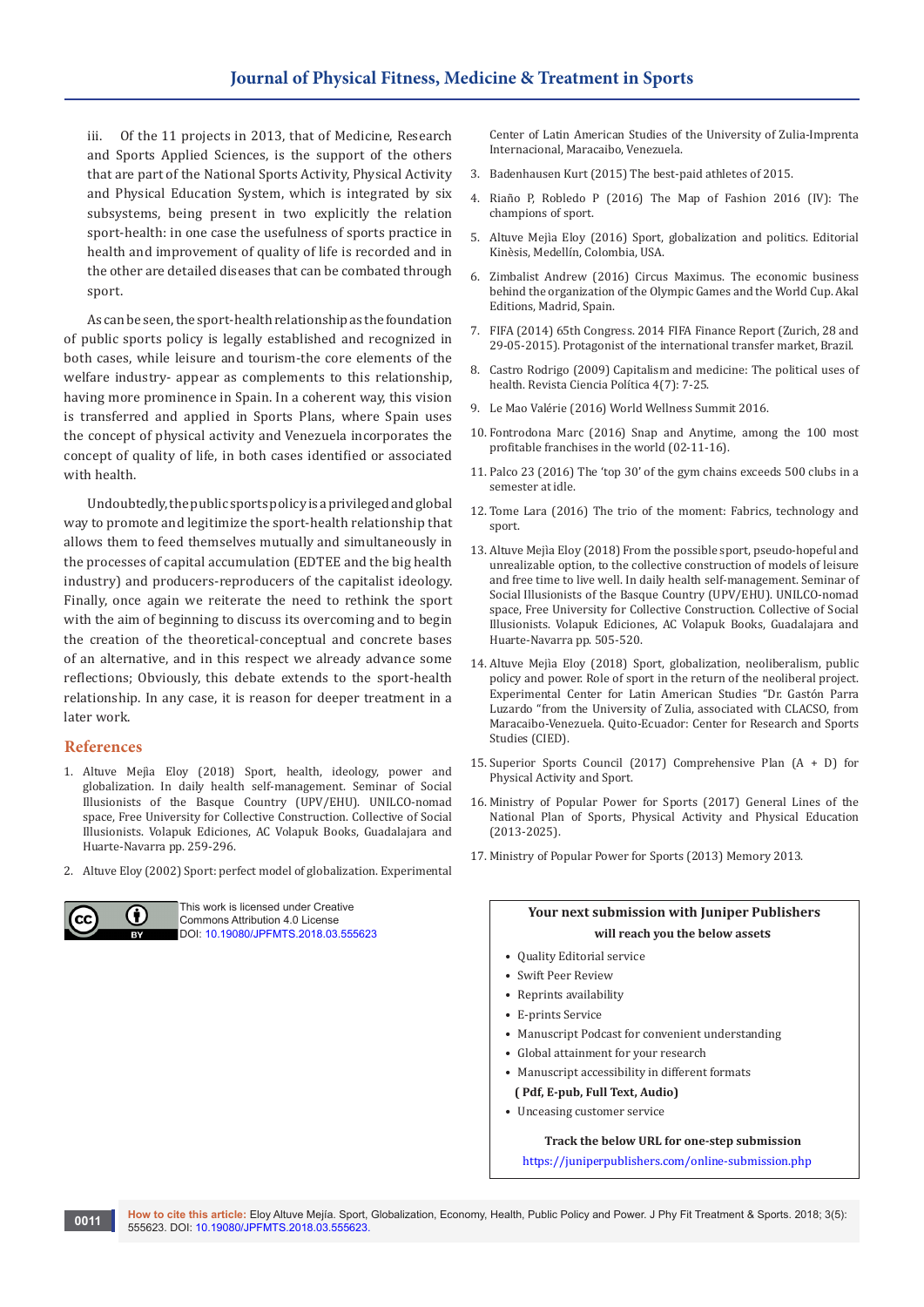iii. Of the 11 projects in 2013, that of Medicine, Research and Sports Applied Sciences, is the support of the others that are part of the National Sports Activity, Physical Activity and Physical Education System, which is integrated by six subsystems, being present in two explicitly the relation sport-health: in one case the usefulness of sports practice in health and improvement of quality of life is recorded and in the other are detailed diseases that can be combated through sport.

As can be seen, the sport-health relationship as the foundation of public sports policy is legally established and recognized in both cases, while leisure and tourism-the core elements of the welfare industry- appear as complements to this relationship, having more prominence in Spain. In a coherent way, this vision is transferred and applied in Sports Plans, where Spain uses the concept of physical activity and Venezuela incorporates the concept of quality of life, in both cases identified or associated with health.

Undoubtedly, the public sports policy is a privileged and global way to promote and legitimize the sport-health relationship that allows them to feed themselves mutually and simultaneously in the processes of capital accumulation (EDTEE and the big health industry) and producers-reproducers of the capitalist ideology. Finally, once again we reiterate the need to rethink the sport with the aim of beginning to discuss its overcoming and to begin the creation of the theoretical-conceptual and concrete bases of an alternative, and in this respect we already advance some reflections; Obviously, this debate extends to the sport-health relationship. In any case, it is reason for deeper treatment in a later work.

## References

1. Altuve Mejìa Eloy (2018) Sport, health, ideology, power and globalization. In daily health self-management. Seminar of Social Illusionists of the Basque Country (UPV/EHU). UNILCO-nomad space, Free University for Collective Construction. Collective of Social Illusionists. Volapuk Ediciones, AC Volapuk Books, Guadalajara and Huarte-Navarra pp. 259-296.
2. Altuve Eloy (2002) Sport: perfect model of globalization. Experimental Center of Latin American Studies of the University of Zulia-Imprenta Internacional, Maracaibo, Venezuela.
3. Badenhausen Kurt (2015) The best-paid athletes of 2015.
4. Riaño P, Robledo P (2016) The Map of Fashion 2016 (IV): The champions of sport.
5. Altuve Mejìa Eloy (2016) Sport, globalization and politics. Editorial Kinèsis, Medellín, Colombia, USA.
6. Zimbalist Andrew (2016) Circus Maximus. The economic business behind the organization of the Olympic Games and the World Cup. Akal Editions, Madrid, Spain.
7. FIFA (2014) 65th Congress. 2014 FIFA Finance Report (Zurich, 28 and 29-05-2015). Protagonist of the international transfer market, Brazil.
8. Castro Rodrigo (2009) Capitalism and medicine: The political uses of health. Revista Ciencia Política 4(7): 7-25.
9. Le Mao Valérie (2016) World Wellness Summit 2016.
10. Fontrodona Marc (2016) Snap and Anytime, among the 100 most profitable franchises in the world (02-11-16).
11. Palco 23 (2016) The 'top 30' of the gym chains exceeds 500 clubs in a semester at idle.
12. Tome Lara (2016) The trio of the moment: Fabrics, technology and sport.
13. Altuve Mejìa Eloy (2018) From the possible sport, pseudo-hopeful and unrealizable option, to the collective construction of models of leisure and free time to live well. In daily health self-management. Seminar of Social Illusionists of the Basque Country (UPV/EHU). UNILCO-nomad space, Free University for Collective Construction. Collective of Social Illusionists. Volapuk Ediciones, AC Volapuk Books, Guadalajara and Huarte-Navarra pp. 505-520.
14. Altuve Mejìa Eloy (2018) Sport, globalization, neoliberalism, public policy and power. Role of sport in the return of the neoliberal project. Experimental Center for Latin American Studies "Dr. Gastón Parra Luzardo "from the University of Zulia, associated with CLACSO, from Maracaibo-Venezuela. Quito-Ecuador: Center for Research and Sports Studies (CIED).
15. Superior Sports Council (2017) Comprehensive Plan (A + D) for Physical Activity and Sport.
16. Ministry of Popular Power for Sports (2017) General Lines of the National Plan of Sports, Physical Activity and Physical Education (2013-2025).
17. Ministry of Popular Power for Sports (2013) Memory 2013.

This work is licensed under Creative Commons Attribution 4.0 License
DOI: 10.19080/JPFMTS.2018.03.555623

**Your next submission with Juniper Publishers**
**will reach you the below assets**

- Quality Editorial service
- Swift Peer Review
- Reprints availability
- E-prints Service
- Manuscript Podcast for convenient understanding
- Global attainment for your research
- Manuscript accessibility in different formats

**( Pdf, E-pub, Full Text, Audio)**

- Unceasing customer service

**Track the below URL for one-step submission**
https://juniperpublishers.com/online-submission.php